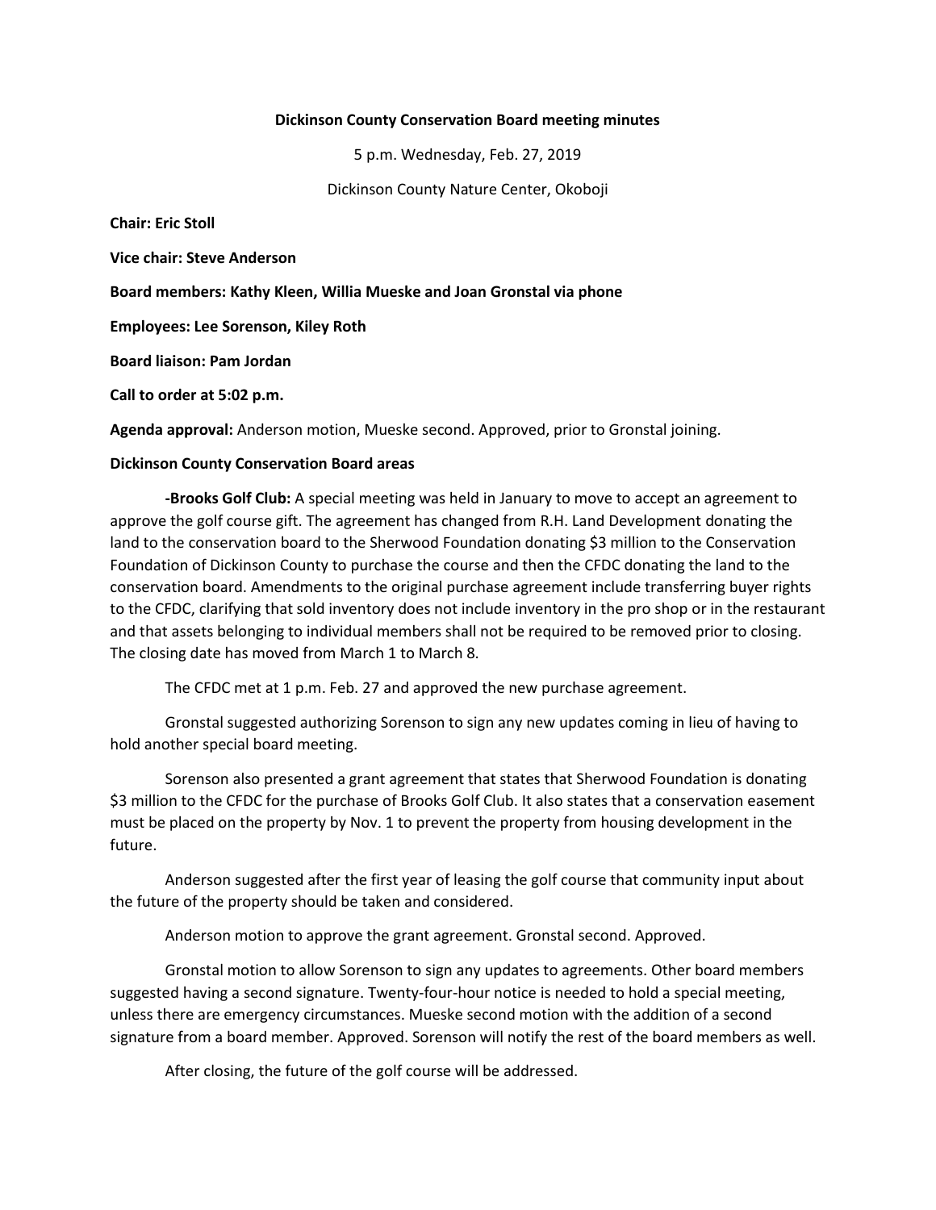**Dickinson County Conservation Board meeting minutes**

5 p.m. Wednesday, Feb. 27, 2019

Dickinson County Nature Center, Okoboji

**Chair: Eric Stoll**

**Vice chair: Steve Anderson**

**Board members: Kathy Kleen, Willia Mueske and Joan Gronstal via phone**

**Employees: Lee Sorenson, Kiley Roth**

**Board liaison: Pam Jordan**

**Call to order at 5:02 p.m.**

**Agenda approval:** Anderson motion, Mueske second. Approved, prior to Gronstal joining.

**Dickinson County Conservation Board areas**

**-Brooks Golf Club:** A special meeting was held in January to move to accept an agreement to approve the golf course gift. The agreement has changed from R.H. Land Development donating the land to the conservation board to the Sherwood Foundation donating $3 million to the Conservation Foundation of Dickinson County to purchase the course and then the CFDC donating the land to the conservation board. Amendments to the original purchase agreement include transferring buyer rights to the CFDC, clarifying that sold inventory does not include inventory in the pro shop or in the restaurant and that assets belonging to individual members shall not be required to be removed prior to closing. The closing date has moved from March 1 to March 8.

The CFDC met at 1 p.m. Feb. 27 and approved the new purchase agreement.

Gronstal suggested authorizing Sorenson to sign any new updates coming in lieu of having to hold another special board meeting.

Sorenson also presented a grant agreement that states that Sherwood Foundation is donating $3 million to the CFDC for the purchase of Brooks Golf Club. It also states that a conservation easement must be placed on the property by Nov. 1 to prevent the property from housing development in the future.

Anderson suggested after the first year of leasing the golf course that community input about the future of the property should be taken and considered.

Anderson motion to approve the grant agreement. Gronstal second. Approved.

Gronstal motion to allow Sorenson to sign any updates to agreements. Other board members suggested having a second signature. Twenty-four-hour notice is needed to hold a special meeting, unless there are emergency circumstances. Mueske second motion with the addition of a second signature from a board member. Approved. Sorenson will notify the rest of the board members as well.

After closing, the future of the golf course will be addressed.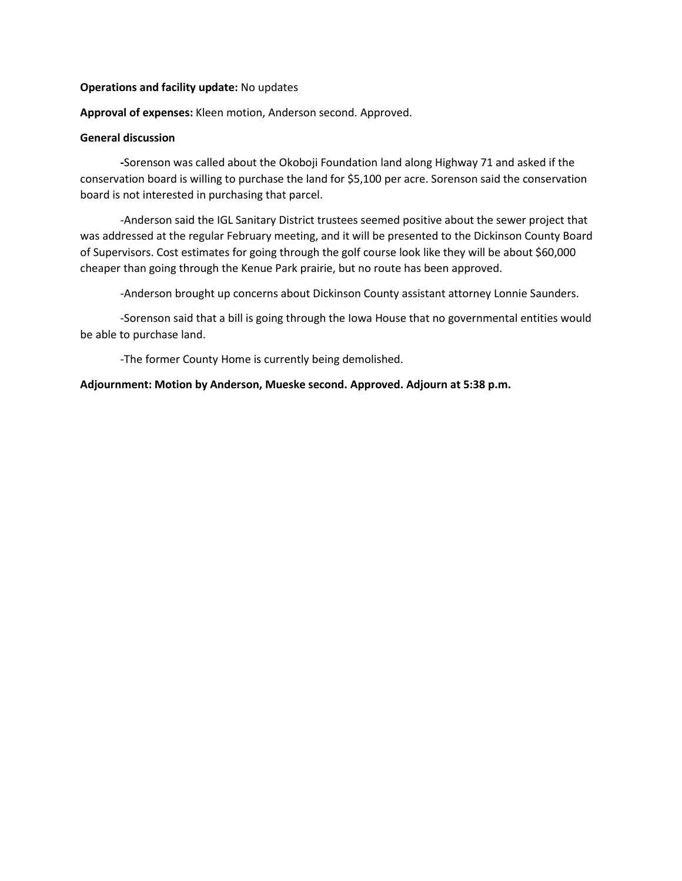**Operations and facility update:** No updates

**Approval of expenses:** Kleen motion, Anderson second. Approved.

**General discussion**

-Sorenson was called about the Okoboji Foundation land along Highway 71 and asked if the conservation board is willing to purchase the land for $5,100 per acre. Sorenson said the conservation board is not interested in purchasing that parcel.

-Anderson said the IGL Sanitary District trustees seemed positive about the sewer project that was addressed at the regular February meeting, and it will be presented to the Dickinson County Board of Supervisors. Cost estimates for going through the golf course look like they will be about $60,000 cheaper than going through the Kenue Park prairie, but no route has been approved.

-Anderson brought up concerns about Dickinson County assistant attorney Lonnie Saunders.

-Sorenson said that a bill is going through the Iowa House that no governmental entities would be able to purchase land.

-The former County Home is currently being demolished.

**Adjournment: Motion by Anderson, Mueske second. Approved. Adjourn at 5:38 p.m.**